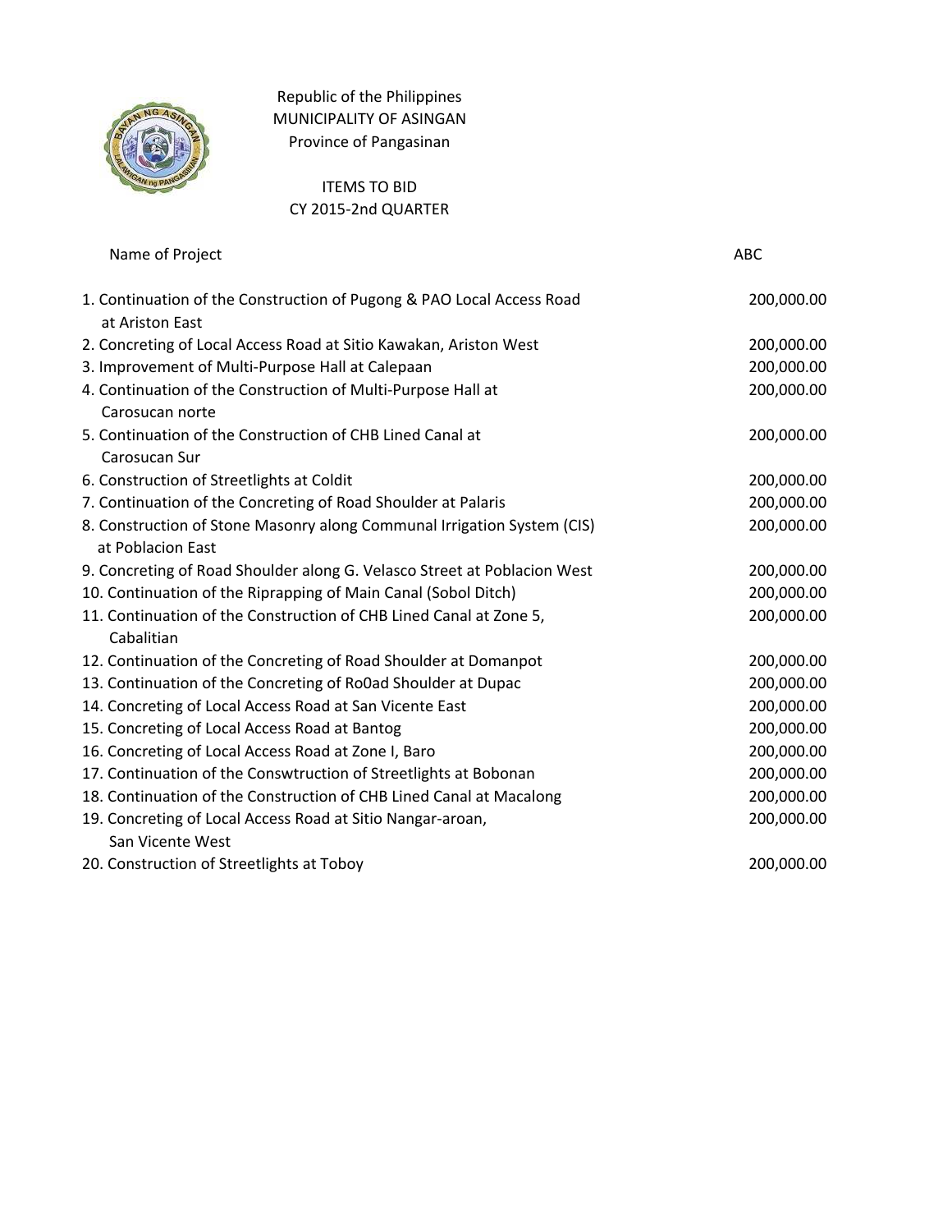Republic of the Philippines
MUNICIPALITY OF ASINGAN
Province of Pangasinan

ITEMS TO BID
CY 2015-2nd QUARTER

| Name of Project | ABC |
|---|---|
| 1. Continuation of the Construction of Pugong & PAO Local Access Road at Ariston East | 200,000.00 |
| 2. Concreting of Local Access Road at Sitio Kawakan, Ariston West | 200,000.00 |
| 3. Improvement of Multi-Purpose Hall at Calepaan | 200,000.00 |
| 4. Continuation of the Construction of Multi-Purpose Hall at Carosucan norte | 200,000.00 |
| 5. Continuation of the Construction of CHB Lined Canal at Carosucan Sur | 200,000.00 |
| 6. Construction of Streetlights at Coldit | 200,000.00 |
| 7. Continuation of the Concreting of Road Shoulder at Palaris | 200,000.00 |
| 8. Construction of Stone Masonry along Communal Irrigation System (CIS) at Poblacion East | 200,000.00 |
| 9. Concreting of Road Shoulder along G. Velasco Street at Poblacion West | 200,000.00 |
| 10. Continuation of the Riprapping of Main Canal (Sobol Ditch) | 200,000.00 |
| 11. Continuation of the Construction of CHB Lined Canal at Zone 5, Cabalitian | 200,000.00 |
| 12. Continuation of the Concreting of Road Shoulder at Domanpot | 200,000.00 |
| 13. Continuation of the Concreting of Ro0ad Shoulder at Dupac | 200,000.00 |
| 14. Concreting of Local Access Road at San Vicente East | 200,000.00 |
| 15. Concreting of Local Access Road at Bantog | 200,000.00 |
| 16. Concreting of Local Access Road at Zone I, Baro | 200,000.00 |
| 17. Continuation of the Conswtruction of Streetlights at Bobonan | 200,000.00 |
| 18. Continuation of the Construction of CHB Lined Canal at Macalong | 200,000.00 |
| 19. Concreting of Local Access Road at Sitio Nangar-aroan, San Vicente West | 200,000.00 |
| 20. Construction of Streetlights at Toboy | 200,000.00 |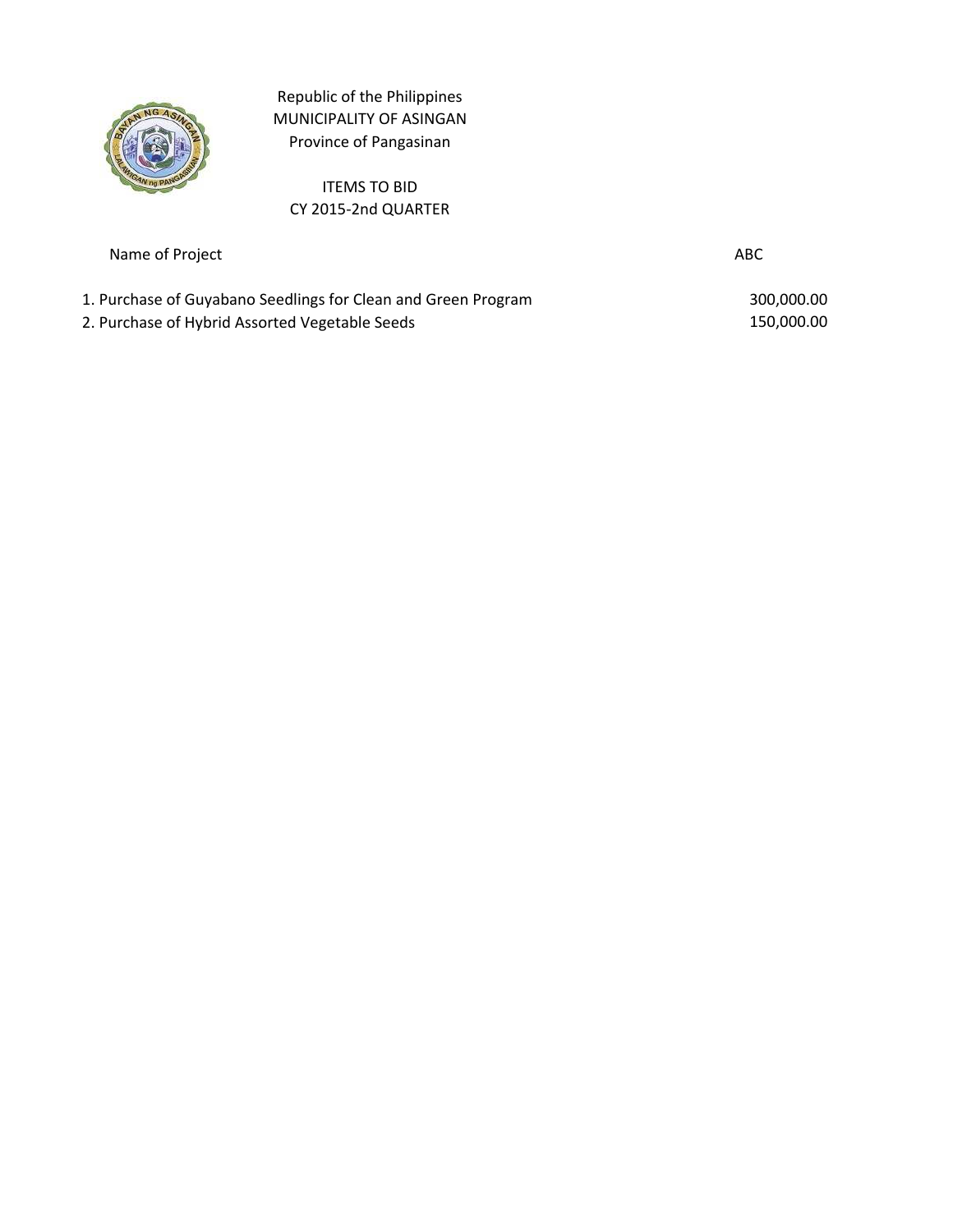Republic of the Philippines
MUNICIPALITY OF ASINGAN
Province of Pangasinan

ITEMS TO BID
CY 2015-2nd QUARTER

| Name of Project | ABC |
|---|---|
| 1. Purchase of Guyabano Seedlings for Clean and Green Program | 300,000.00 |
| 2. Purchase of Hybrid Assorted Vegetable Seeds | 150,000.00 |